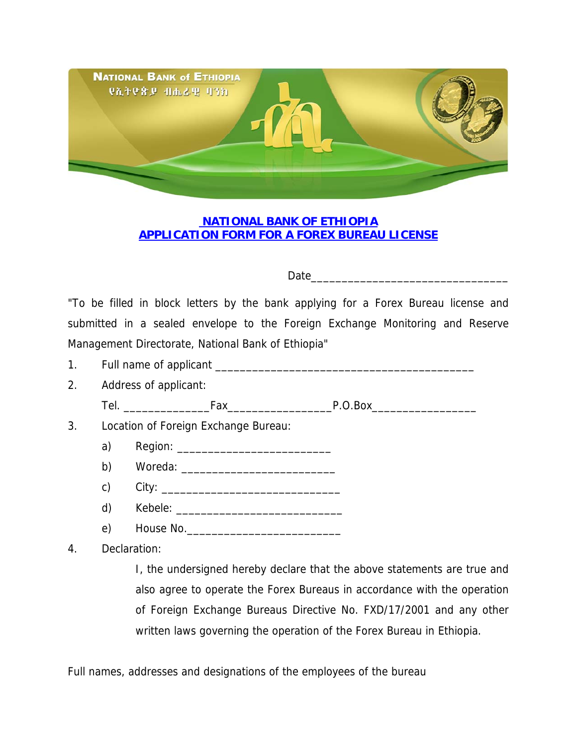# NATIONAL BANK OF ETHIOPIA
## APPLICATION FORM FOR A FOREX BUREAU LICENSE

Date________________________________

"To be filled in block letters by the bank applying for a Forex Bureau license and submitted in a sealed envelope to the Foreign Exchange Monitoring and Reserve Management Directorate, National Bank of Ethiopia"

1. Full name of applicant ___________________________________________
2. Address of applicant:

   Tel. ______________Fax_________________P.O.Box_________________
3. Location of Foreign Exchange Bureau:
   a) Region: _________________________
   b) Woreda: _________________________
   c) City: _____________________________
   d) Kebele: ___________________________
   e) House No._________________________
4. Declaration:

   I, the undersigned hereby declare that the above statements are true and also agree to operate the Forex Bureaus in accordance with the operation of Foreign Exchange Bureaus Directive No. FXD/17/2001 and any other written laws governing the operation of the Forex Bureau in Ethiopia.

Full names, addresses and designations of the employees of the bureau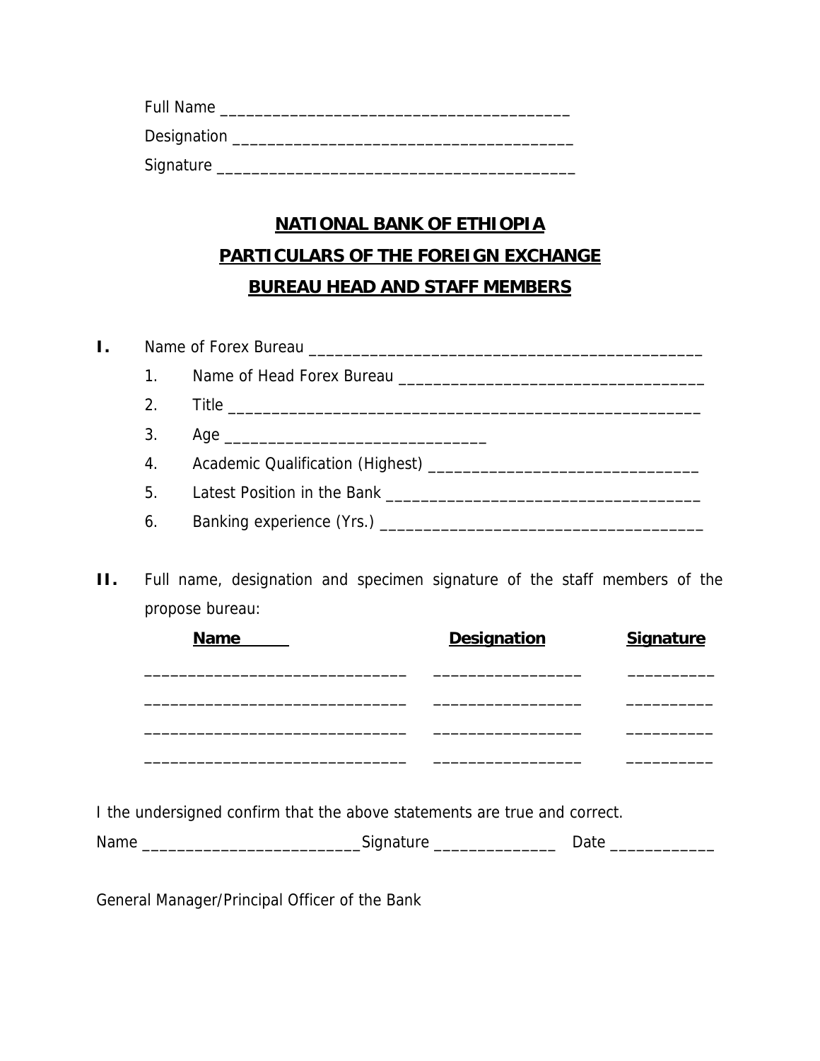Full Name ________________________________________

Designation ______________________________________

Signature ________________________________________

**NATIONAL BANK OF ETHIOPIA**
**PARTICULARS OF THE FOREIGN EXCHANGE**
**BUREAU HEAD AND STAFF MEMBERS**

**I.** Name of Forex Bureau ______________________________________________

1. Name of Head Forex Bureau ___________________________________
2. Title ______________________________________________________
3. Age _____________________________
4. Academic Qualification (Highest) ______________________________
5. Latest Position in the Bank ___________________________________
6. Banking experience (Yrs.) ____________________________________

**II.** Full name, designation and specimen signature of the staff members of the propose bureau:

| **Name** | **Designation** | **Signature** |
|---|---|---|
| ______________________________ | _________________ | __________ |
| ______________________________ | _________________ | __________ |
| ______________________________ | _________________ | __________ |
| ______________________________ | _________________ | __________ |

I the undersigned confirm that the above statements are true and correct.

Name _________________________ Signature ______________ Date ____________

General Manager/Principal Officer of the Bank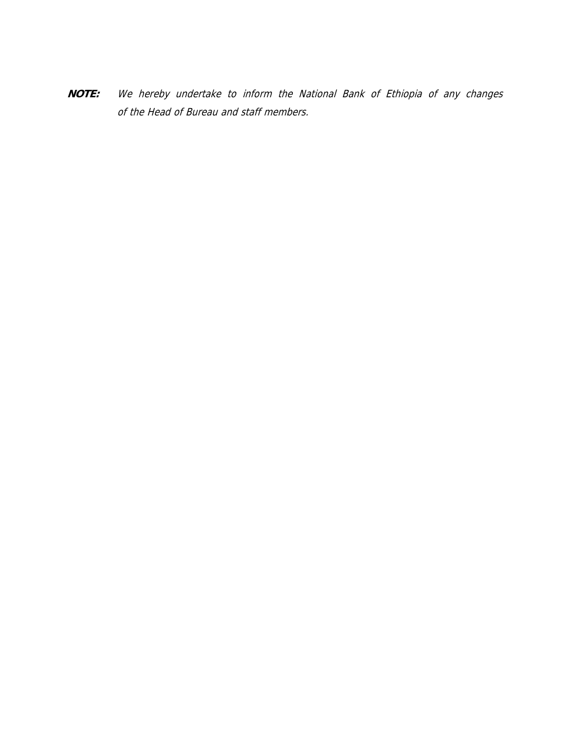***NOTE:*** *We hereby undertake to inform the National Bank of Ethiopia of any changes of the Head of Bureau and staff members.*